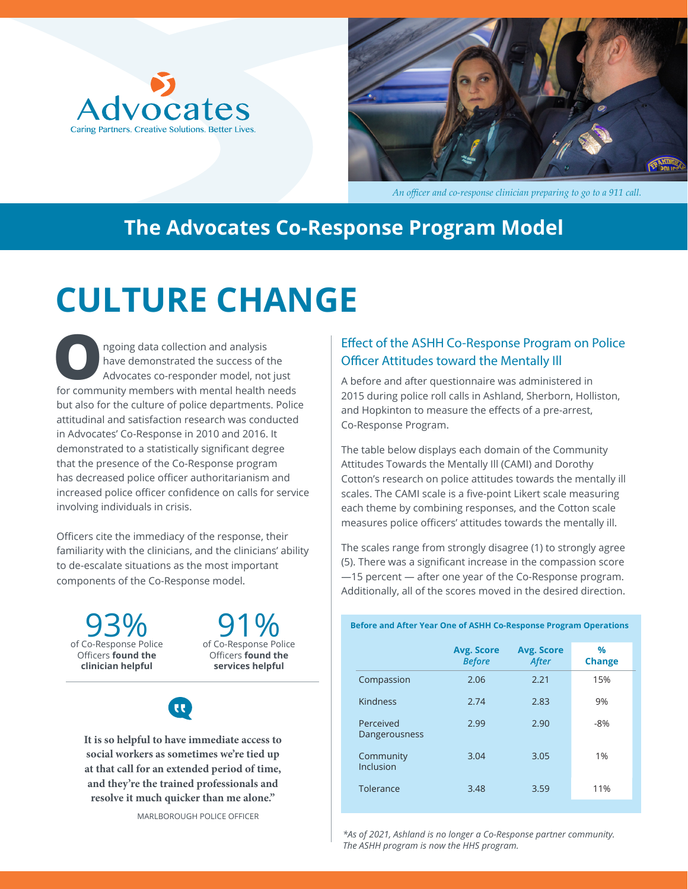Advocates
Caring Partners. Creative Solutions. Better Lives.

An officer and co-response clinician preparing to go to a 911 call.

## The Advocates Co-Response Program Model

# CULTURE CHANGE

Ongoing data collection and analysis have demonstrated the success of the Advocates co-responder model, not just for community members with mental health needs but also for the culture of police departments. Police attitudinal and satisfaction research was conducted in Advocates' Co-Response in 2010 and 2016. It demonstrated to a statistically significant degree that the presence of the Co-Response program has decreased police officer authoritarianism and increased police officer confidence on calls for service involving individuals in crisis.

Officers cite the immediacy of the response, their familiarity with the clinicians, and the clinicians' ability to de-escalate situations as the most important components of the Co-Response model.

**93%** of Co-Response Police Officers **found the clinician helpful**

**91%** of Co-Response Police Officers **found the services helpful**

> **It is so helpful to have immediate access to social workers as sometimes we're tied up at that call for an extended period of time, and they're the trained professionals and resolve it much quicker than me alone."**
>
> MARLBOROUGH POLICE OFFICER

### Effect of the ASHH Co-Response Program on Police Officer Attitudes toward the Mentally Ill

A before and after questionnaire was administered in 2015 during police roll calls in Ashland, Sherborn, Holliston, and Hopkinton to measure the effects of a pre-arrest, Co-Response Program.

The table below displays each domain of the Community Attitudes Towards the Mentally Ill (CAMI) and Dorothy Cotton's research on police attitudes towards the mentally ill scales. The CAMI scale is a five-point Likert scale measuring each theme by combining responses, and the Cotton scale measures police officers' attitudes towards the mentally ill.

The scales range from strongly disagree (1) to strongly agree (5). There was a significant increase in the compassion score —15 percent — after one year of the Co-Response program. Additionally, all of the scores moved in the desired direction.

**Before and After Year One of ASHH Co-Response Program Operations**

| | Avg. Score *Before* | Avg. Score *After* | % Change |
|---|---|---|---|
| Compassion | 2.06 | 2.21 | 15% |
| Kindness | 2.74 | 2.83 | 9% |
| Perceived Dangerousness | 2.99 | 2.90 | -8% |
| Community Inclusion | 3.04 | 3.05 | 1% |
| Tolerance | 3.48 | 3.59 | 11% |

*\*As of 2021, Ashland is no longer a Co-Response partner community. The ASHH program is now the HHS program.*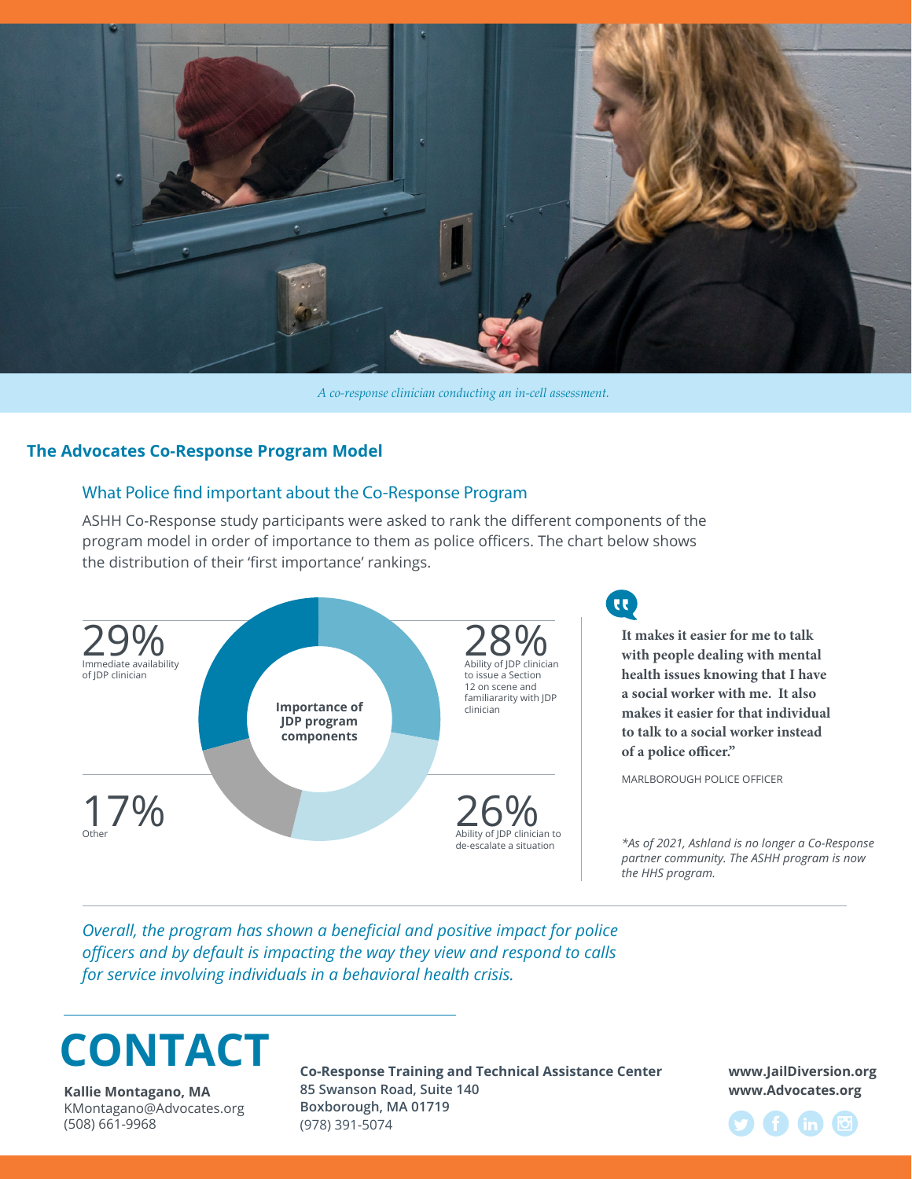*A co-response clinician conducting an in-cell assessment.*

## The Advocates Co-Response Program Model

### What Police find important about the Co-Response Program

ASHH Co-Response study participants were asked to rank the different components of the program model in order of importance to them as police officers. The chart below shows the distribution of their 'first importance' rankings.

**Importance of JDP program components**

29%
Immediate availability of JDP clinician

28%
Ability of JDP clinician to issue a Section 12 on scene and familiararity with JDP clinician

17%
Other

26%
Ability of JDP clinician to de-escalate a situation

> **It makes it easier for me to talk with people dealing with mental health issues knowing that I have a social worker with me. It also makes it easier for that individual to talk to a social worker instead of a police officer."**
>
> MARLBOROUGH POLICE OFFICER

*\*As of 2021, Ashland is no longer a Co-Response partner community. The ASHH program is now the HHS program.*

*Overall, the program has shown a beneficial and positive impact for police officers and by default is impacting the way they view and respond to calls for service involving individuals in a behavioral health crisis.*

# CONTACT

**Kallie Montagano, MA**
KMontagano@Advocates.org
(508) 661-9968

**Co-Response Training and Technical Assistance Center**
**85 Swanson Road, Suite 140**
**Boxborough, MA 01719**
(978) 391-5074

**www.JailDiversion.org**
**www.Advocates.org**